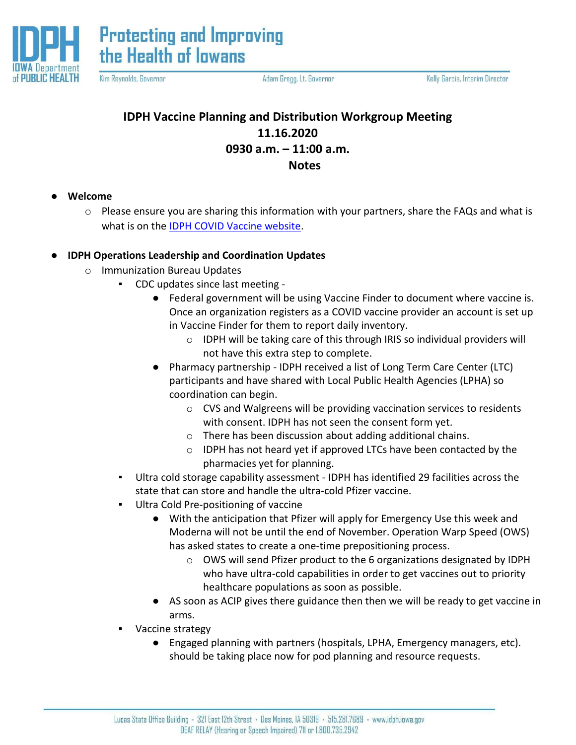# IDPH Vaccine Planning and Distribution Workgroup Meeting
## 11.16.2020
## 0930 a.m. – 11:00 a.m.
## Notes

- **Welcome**
  - Please ensure you are sharing this information with your partners, share the FAQs and what is what is on the [IDPH COVID Vaccine website](#).
- **IDPH Operations Leadership and Coordination Updates**
  - Immunization Bureau Updates
    - CDC updates since last meeting -
      - Federal government will be using Vaccine Finder to document where vaccine is. Once an organization registers as a COVID vaccine provider an account is set up in Vaccine Finder for them to report daily inventory.
        - IDPH will be taking care of this through IRIS so individual providers will not have this extra step to complete.
      - Pharmacy partnership - IDPH received a list of Long Term Care Center (LTC) participants and have shared with Local Public Health Agencies (LPHA) so coordination can begin.
        - CVS and Walgreens will be providing vaccination services to residents with consent. IDPH has not seen the consent form yet.
        - There has been discussion about adding additional chains.
        - IDPH has not heard yet if approved LTCs have been contacted by the pharmacies yet for planning.
    - Ultra cold storage capability assessment - IDPH has identified 29 facilities across the state that can store and handle the ultra-cold Pfizer vaccine.
    - Ultra Cold Pre-positioning of vaccine
      - With the anticipation that Pfizer will apply for Emergency Use this week and Moderna will not be until the end of November. Operation Warp Speed (OWS) has asked states to create a one-time prepositioning process.
        - OWS will send Pfizer product to the 6 organizations designated by IDPH who have ultra-cold capabilities in order to get vaccines out to priority healthcare populations as soon as possible.
      - AS soon as ACIP gives there guidance then then we will be ready to get vaccine in arms.
    - Vaccine strategy
      - Engaged planning with partners (hospitals, LPHA, Emergency managers, etc). should be taking place now for pod planning and resource requests.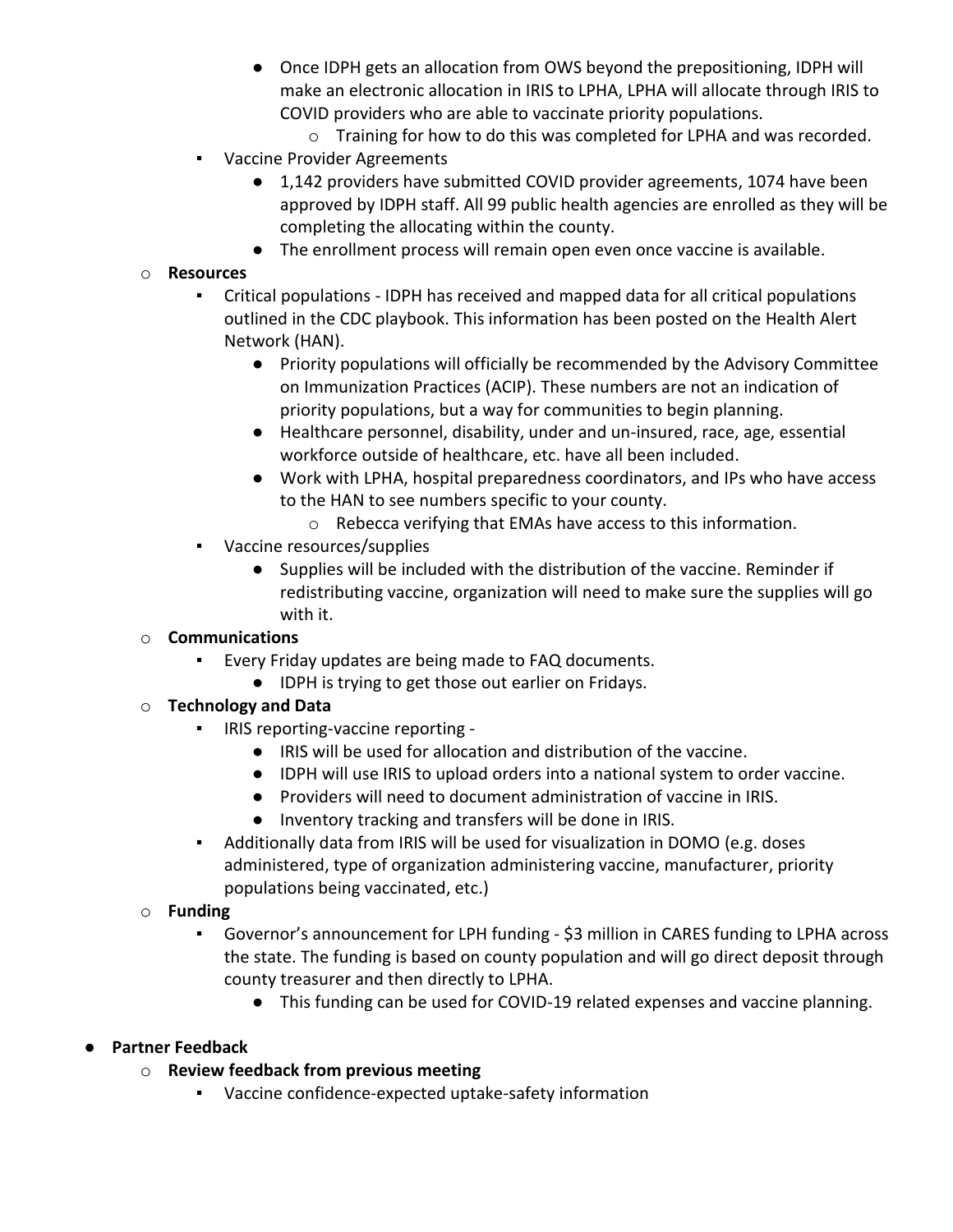- Once IDPH gets an allocation from OWS beyond the prepositioning, IDPH will make an electronic allocation in IRIS to LPHA, LPHA will allocate through IRIS to COVID providers who are able to vaccinate priority populations.
                - Training for how to do this was completed for LPHA and was recorded.
        - Vaccine Provider Agreements
            - 1,142 providers have submitted COVID provider agreements, 1074 have been approved by IDPH staff. All 99 public health agencies are enrolled as they will be completing the allocating within the county.
            - The enrollment process will remain open even once vaccine is available.
    - **Resources**
        - Critical populations - IDPH has received and mapped data for all critical populations outlined in the CDC playbook. This information has been posted on the Health Alert Network (HAN).
            - Priority populations will officially be recommended by the Advisory Committee on Immunization Practices (ACIP). These numbers are not an indication of priority populations, but a way for communities to begin planning.
            - Healthcare personnel, disability, under and un-insured, race, age, essential workforce outside of healthcare, etc. have all been included.
            - Work with LPHA, hospital preparedness coordinators, and IPs who have access to the HAN to see numbers specific to your county.
                - Rebecca verifying that EMAs have access to this information.
        - Vaccine resources/supplies
            - Supplies will be included with the distribution of the vaccine. Reminder if redistributing vaccine, organization will need to make sure the supplies will go with it.
    - **Communications**
        - Every Friday updates are being made to FAQ documents.
            - IDPH is trying to get those out earlier on Fridays.
    - **Technology and Data**
        - IRIS reporting-vaccine reporting -
            - IRIS will be used for allocation and distribution of the vaccine.
            - IDPH will use IRIS to upload orders into a national system to order vaccine.
            - Providers will need to document administration of vaccine in IRIS.
            - Inventory tracking and transfers will be done in IRIS.
        - Additionally data from IRIS will be used for visualization in DOMO (e.g. doses administered, type of organization administering vaccine, manufacturer, priority populations being vaccinated, etc.)
    - **Funding**
        - Governor's announcement for LPH funding - $3 million in CARES funding to LPHA across the state. The funding is based on county population and will go direct deposit through county treasurer and then directly to LPHA.
            - This funding can be used for COVID-19 related expenses and vaccine planning.

- **Partner Feedback**
    - **Review feedback from previous meeting**
        - Vaccine confidence-expected uptake-safety information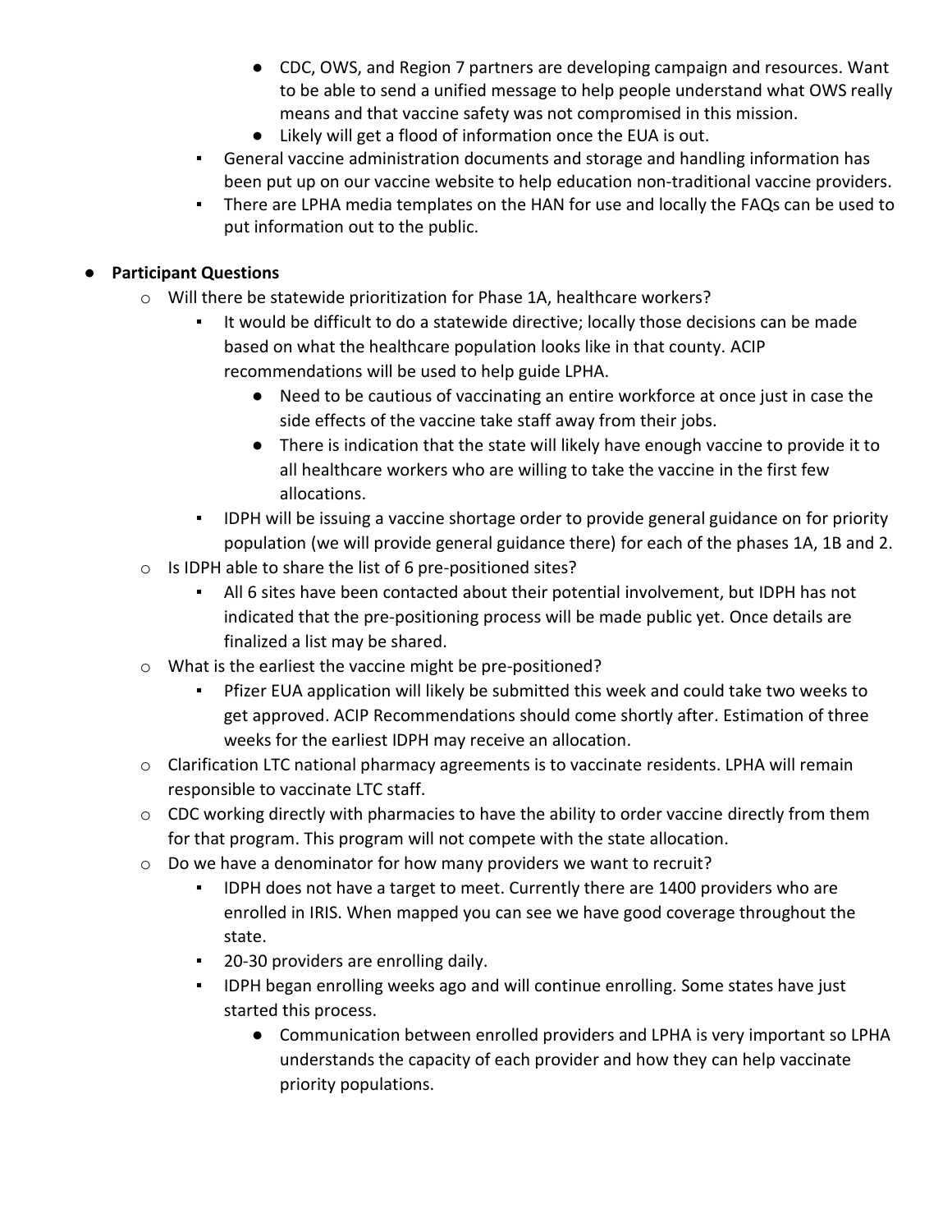- CDC, OWS, and Region 7 partners are developing campaign and resources. Want to be able to send a unified message to help people understand what OWS really means and that vaccine safety was not compromised in this mission.
        - Likely will get a flood of information once the EUA is out.
    - General vaccine administration documents and storage and handling information has been put up on our vaccine website to help education non-traditional vaccine providers.
    - There are LPHA media templates on the HAN for use and locally the FAQs can be used to put information out to the public.

- **Participant Questions**
  - Will there be statewide prioritization for Phase 1A, healthcare workers?
    - It would be difficult to do a statewide directive; locally those decisions can be made based on what the healthcare population looks like in that county. ACIP recommendations will be used to help guide LPHA.
      - Need to be cautious of vaccinating an entire workforce at once just in case the side effects of the vaccine take staff away from their jobs.
      - There is indication that the state will likely have enough vaccine to provide it to all healthcare workers who are willing to take the vaccine in the first few allocations.
    - IDPH will be issuing a vaccine shortage order to provide general guidance on for priority population (we will provide general guidance there) for each of the phases 1A, 1B and 2.
  - Is IDPH able to share the list of 6 pre-positioned sites?
    - All 6 sites have been contacted about their potential involvement, but IDPH has not indicated that the pre-positioning process will be made public yet. Once details are finalized a list may be shared.
  - What is the earliest the vaccine might be pre-positioned?
    - Pfizer EUA application will likely be submitted this week and could take two weeks to get approved. ACIP Recommendations should come shortly after. Estimation of three weeks for the earliest IDPH may receive an allocation.
  - Clarification LTC national pharmacy agreements is to vaccinate residents. LPHA will remain responsible to vaccinate LTC staff.
  - CDC working directly with pharmacies to have the ability to order vaccine directly from them for that program. This program will not compete with the state allocation.
  - Do we have a denominator for how many providers we want to recruit?
    - IDPH does not have a target to meet. Currently there are 1400 providers who are enrolled in IRIS. When mapped you can see we have good coverage throughout the state.
    - 20-30 providers are enrolling daily.
    - IDPH began enrolling weeks ago and will continue enrolling. Some states have just started this process.
      - Communication between enrolled providers and LPHA is very important so LPHA understands the capacity of each provider and how they can help vaccinate priority populations.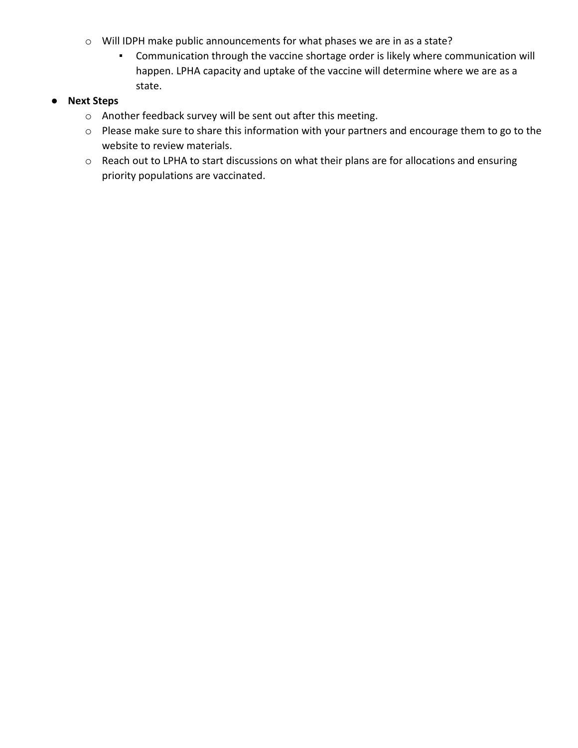- Will IDPH make public announcements for what phases we are in as a state?
    - Communication through the vaccine shortage order is likely where communication will happen. LPHA capacity and uptake of the vaccine will determine where we are as a state.

- **Next Steps**
  - Another feedback survey will be sent out after this meeting.
  - Please make sure to share this information with your partners and encourage them to go to the website to review materials.
  - Reach out to LPHA to start discussions on what their plans are for allocations and ensuring priority populations are vaccinated.